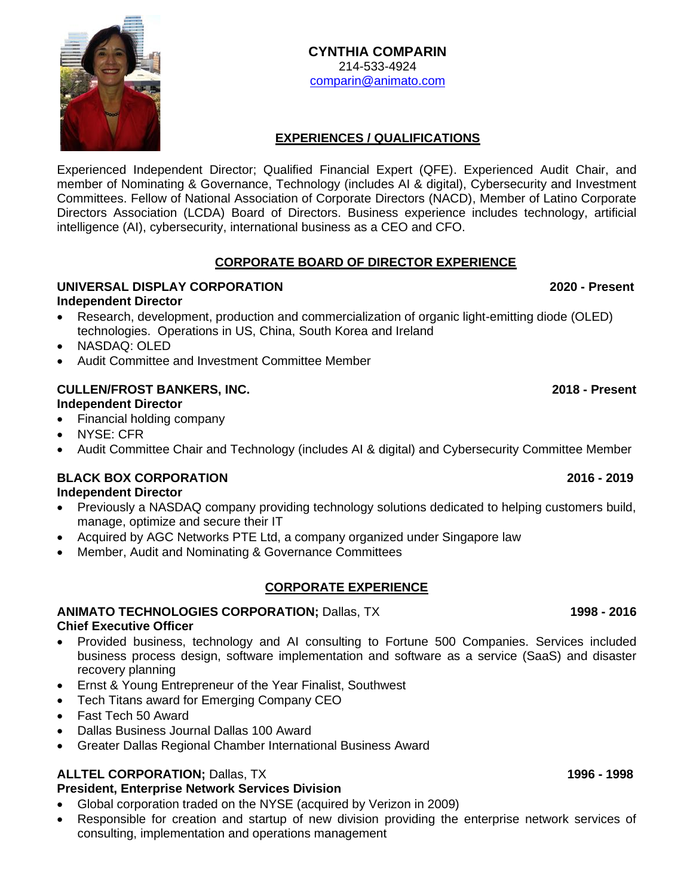# CYNTHIA COMPARIN

214-533-4924
comparin@animato.com

## EXPERIENCES / QUALIFICATIONS

Experienced Independent Director; Qualified Financial Expert (QFE). Experienced Audit Chair, and member of Nominating & Governance, Technology (includes AI & digital), Cybersecurity and Investment Committees. Fellow of National Association of Corporate Directors (NACD), Member of Latino Corporate Directors Association (LCDA) Board of Directors. Business experience includes technology, artificial intelligence (AI), cybersecurity, international business as a CEO and CFO.

## CORPORATE BOARD OF DIRECTOR EXPERIENCE

### UNIVERSAL DISPLAY CORPORATION — 2020 - Present

**Independent Director**

- Research, development, production and commercialization of organic light-emitting diode (OLED) technologies. Operations in US, China, South Korea and Ireland
- NASDAQ: OLED
- Audit Committee and Investment Committee Member

### CULLEN/FROST BANKERS, INC. — 2018 - Present

**Independent Director**

- Financial holding company
- NYSE: CFR
- Audit Committee Chair and Technology (includes AI & digital) and Cybersecurity Committee Member

### BLACK BOX CORPORATION — 2016 - 2019

**Independent Director**

- Previously a NASDAQ company providing technology solutions dedicated to helping customers build, manage, optimize and secure their IT
- Acquired by AGC Networks PTE Ltd, a company organized under Singapore law
- Member, Audit and Nominating & Governance Committees

## CORPORATE EXPERIENCE

### ANIMATO TECHNOLOGIES CORPORATION; Dallas, TX — 1998 - 2016

**Chief Executive Officer**

- Provided business, technology and AI consulting to Fortune 500 Companies. Services included business process design, software implementation and software as a service (SaaS) and disaster recovery planning
- Ernst & Young Entrepreneur of the Year Finalist, Southwest
- Tech Titans award for Emerging Company CEO
- Fast Tech 50 Award
- Dallas Business Journal Dallas 100 Award
- Greater Dallas Regional Chamber International Business Award

### ALLTEL CORPORATION; Dallas, TX — 1996 - 1998

**President, Enterprise Network Services Division**

- Global corporation traded on the NYSE (acquired by Verizon in 2009)
- Responsible for creation and startup of new division providing the enterprise network services of consulting, implementation and operations management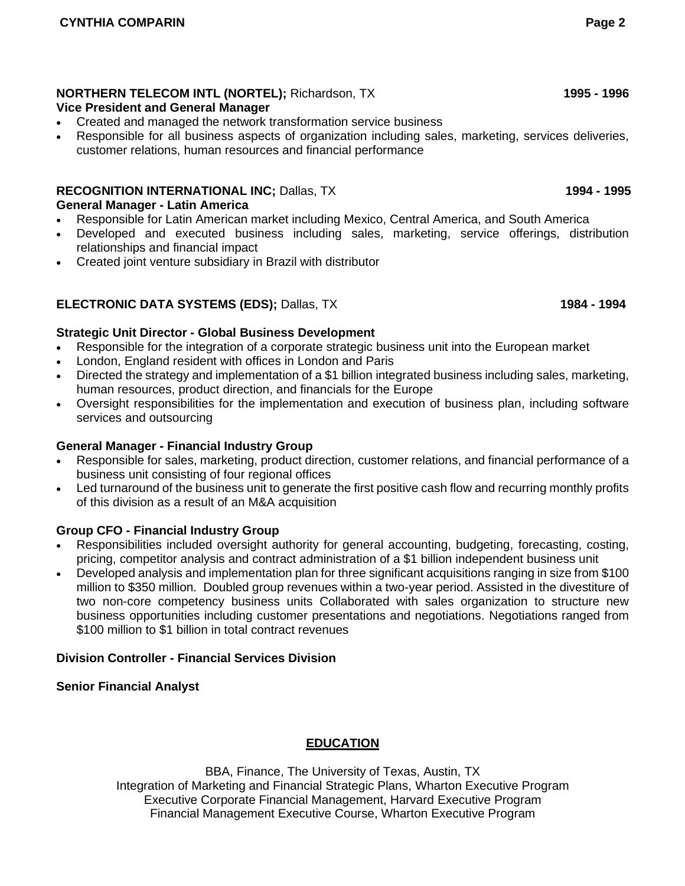**NORTHERN TELECOM INTL (NORTEL);** Richardson, TX **1995 - 1996**
**Vice President and General Manager**

- Created and managed the network transformation service business
- Responsible for all business aspects of organization including sales, marketing, services deliveries, customer relations, human resources and financial performance

**RECOGNITION INTERNATIONAL INC;** Dallas, TX **1994 - 1995**
**General Manager - Latin America**

- Responsible for Latin American market including Mexico, Central America, and South America
- Developed and executed business including sales, marketing, service offerings, distribution relationships and financial impact
- Created joint venture subsidiary in Brazil with distributor

**ELECTRONIC DATA SYSTEMS (EDS);** Dallas, TX **1984 - 1994**

**Strategic Unit Director - Global Business Development**

- Responsible for the integration of a corporate strategic business unit into the European market
- London, England resident with offices in London and Paris
- Directed the strategy and implementation of a $1 billion integrated business including sales, marketing, human resources, product direction, and financials for the Europe
- Oversight responsibilities for the implementation and execution of business plan, including software services and outsourcing

**General Manager - Financial Industry Group**

- Responsible for sales, marketing, product direction, customer relations, and financial performance of a business unit consisting of four regional offices
- Led turnaround of the business unit to generate the first positive cash flow and recurring monthly profits of this division as a result of an M&A acquisition

**Group CFO - Financial Industry Group**

- Responsibilities included oversight authority for general accounting, budgeting, forecasting, costing, pricing, competitor analysis and contract administration of a $1 billion independent business unit
- Developed analysis and implementation plan for three significant acquisitions ranging in size from $100 million to $350 million. Doubled group revenues within a two-year period. Assisted in the divestiture of two non-core competency business units Collaborated with sales organization to structure new business opportunities including customer presentations and negotiations. Negotiations ranged from $100 million to $1 billion in total contract revenues

**Division Controller - Financial Services Division**

**Senior Financial Analyst**

## EDUCATION

BBA, Finance, The University of Texas, Austin, TX
Integration of Marketing and Financial Strategic Plans, Wharton Executive Program
Executive Corporate Financial Management, Harvard Executive Program
Financial Management Executive Course, Wharton Executive Program